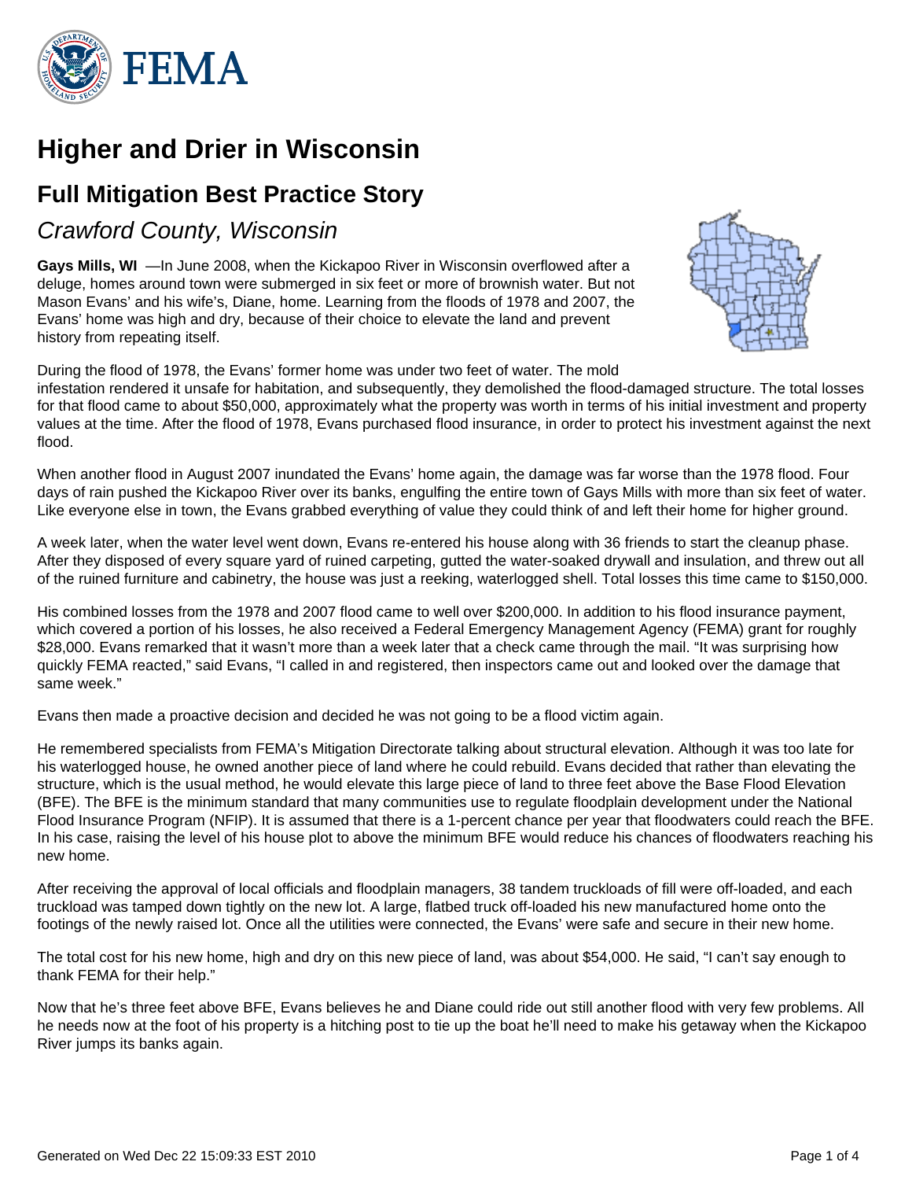# Higher and Drier in Wisconsin

## Full Mitigation Best Practice Story

### *Crawford County, Wisconsin*

**Gays Mills, WI** —In June 2008, when the Kickapoo River in Wisconsin overflowed after a deluge, homes around town were submerged in six feet or more of brownish water. But not Mason Evans' and his wife's, Diane, home. Learning from the floods of 1978 and 2007, the Evans' home was high and dry, because of their choice to elevate the land and prevent history from repeating itself.

During the flood of 1978, the Evans' former home was under two feet of water. The mold infestation rendered it unsafe for habitation, and subsequently, they demolished the flood-damaged structure. The total losses for that flood came to about $50,000, approximately what the property was worth in terms of his initial investment and property values at the time. After the flood of 1978, Evans purchased flood insurance, in order to protect his investment against the next flood.

When another flood in August 2007 inundated the Evans' home again, the damage was far worse than the 1978 flood. Four days of rain pushed the Kickapoo River over its banks, engulfing the entire town of Gays Mills with more than six feet of water. Like everyone else in town, the Evans grabbed everything of value they could think of and left their home for higher ground.

A week later, when the water level went down, Evans re-entered his house along with 36 friends to start the cleanup phase. After they disposed of every square yard of ruined carpeting, gutted the water-soaked drywall and insulation, and threw out all of the ruined furniture and cabinetry, the house was just a reeking, waterlogged shell. Total losses this time came to $150,000.

His combined losses from the 1978 and 2007 flood came to well over $200,000. In addition to his flood insurance payment, which covered a portion of his losses, he also received a Federal Emergency Management Agency (FEMA) grant for roughly $28,000. Evans remarked that it wasn't more than a week later that a check came through the mail. "It was surprising how quickly FEMA reacted," said Evans, "I called in and registered, then inspectors came out and looked over the damage that same week."

Evans then made a proactive decision and decided he was not going to be a flood victim again.

He remembered specialists from FEMA's Mitigation Directorate talking about structural elevation. Although it was too late for his waterlogged house, he owned another piece of land where he could rebuild. Evans decided that rather than elevating the structure, which is the usual method, he would elevate this large piece of land to three feet above the Base Flood Elevation (BFE). The BFE is the minimum standard that many communities use to regulate floodplain development under the National Flood Insurance Program (NFIP). It is assumed that there is a 1-percent chance per year that floodwaters could reach the BFE. In his case, raising the level of his house plot to above the minimum BFE would reduce his chances of floodwaters reaching his new home.

After receiving the approval of local officials and floodplain managers, 38 tandem truckloads of fill were off-loaded, and each truckload was tamped down tightly on the new lot. A large, flatbed truck off-loaded his new manufactured home onto the footings of the newly raised lot. Once all the utilities were connected, the Evans' were safe and secure in their new home.

The total cost for his new home, high and dry on this new piece of land, was about $54,000. He said, "I can't say enough to thank FEMA for their help."

Now that he's three feet above BFE, Evans believes he and Diane could ride out still another flood with very few problems. All he needs now at the foot of his property is a hitching post to tie up the boat he'll need to make his getaway when the Kickapoo River jumps its banks again.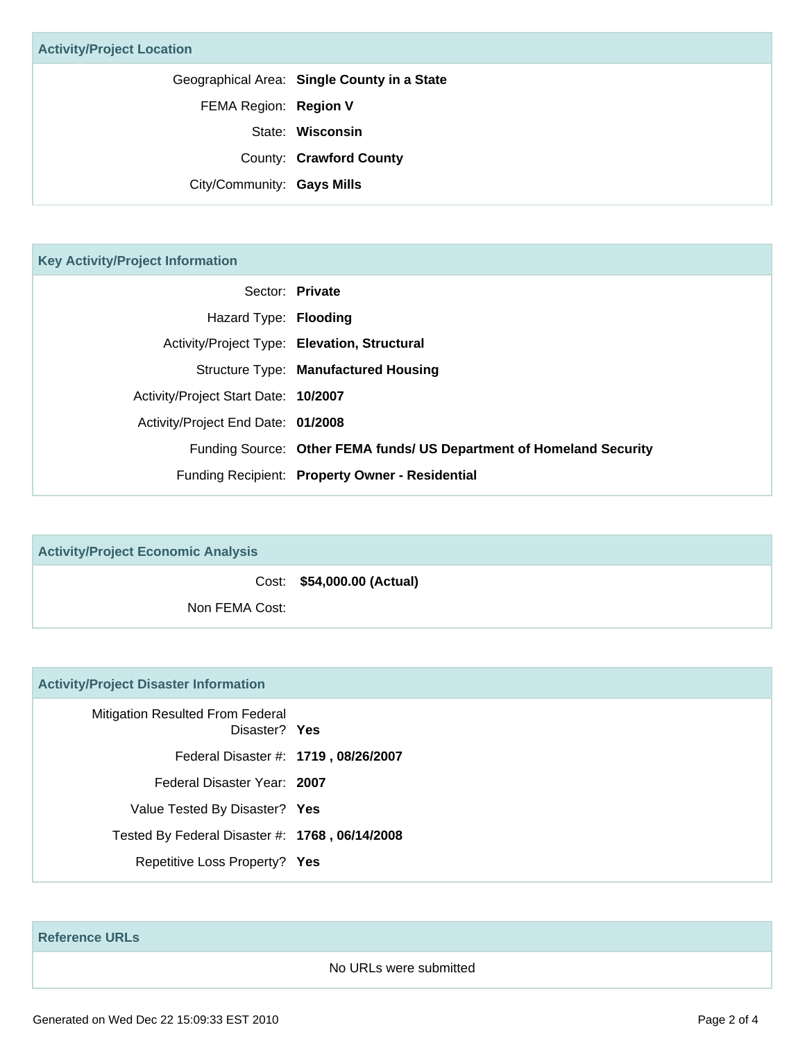## Activity/Project Location

| | |
|---|---|
| Geographical Area: | **Single County in a State** |
| FEMA Region: | **Region V** |
| State: | **Wisconsin** |
| County: | **Crawford County** |
| City/Community: | **Gays Mills** |

## Key Activity/Project Information

| | |
|---|---|
| Sector: | **Private** |
| Hazard Type: | **Flooding** |
| Activity/Project Type: | **Elevation, Structural** |
| Structure Type: | **Manufactured Housing** |
| Activity/Project Start Date: | **10/2007** |
| Activity/Project End Date: | **01/2008** |
| Funding Source: | **Other FEMA funds/ US Department of Homeland Security** |
| Funding Recipient: | **Property Owner - Residential** |

## Activity/Project Economic Analysis

| | |
|---|---|
| Cost: | **$54,000.00 (Actual)** |
| Non FEMA Cost: | |

## Activity/Project Disaster Information

| | |
|---|---|
| Mitigation Resulted From Federal Disaster? | **Yes** |
| Federal Disaster #: | **1719 , 08/26/2007** |
| Federal Disaster Year: | **2007** |
| Value Tested By Disaster? | **Yes** |
| Tested By Federal Disaster #: | **1768 , 06/14/2008** |
| Repetitive Loss Property? | **Yes** |

## Reference URLs

No URLs were submitted

Generated on Wed Dec 22 15:09:33 EST 2010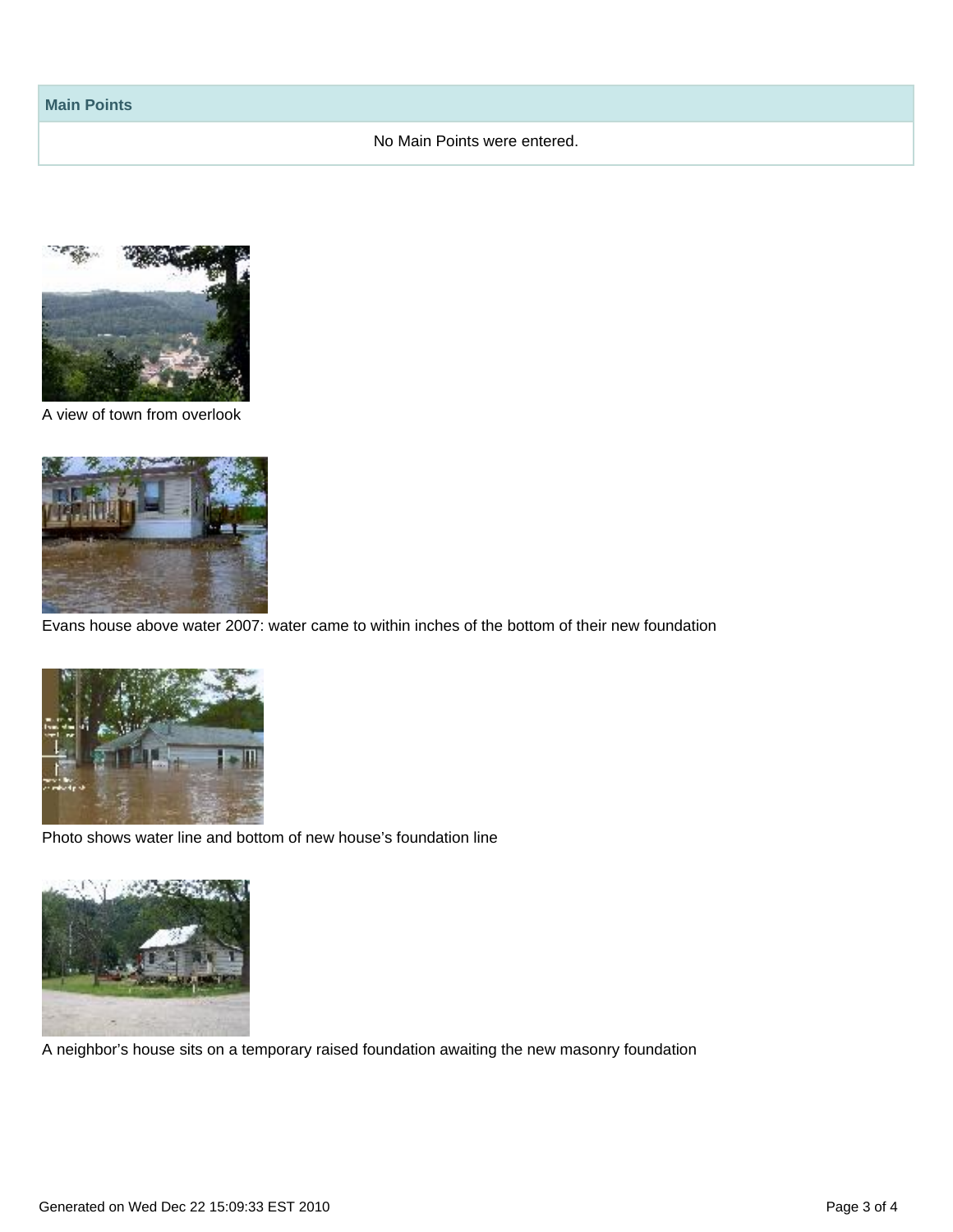## Main Points

No Main Points were entered.

A view of town from overlook

Evans house above water 2007: water came to within inches of the bottom of their new foundation

Photo shows water line and bottom of new house's foundation line

A neighbor's house sits on a temporary raised foundation awaiting the new masonry foundation

Generated on Wed Dec 22 15:09:33 EST 2010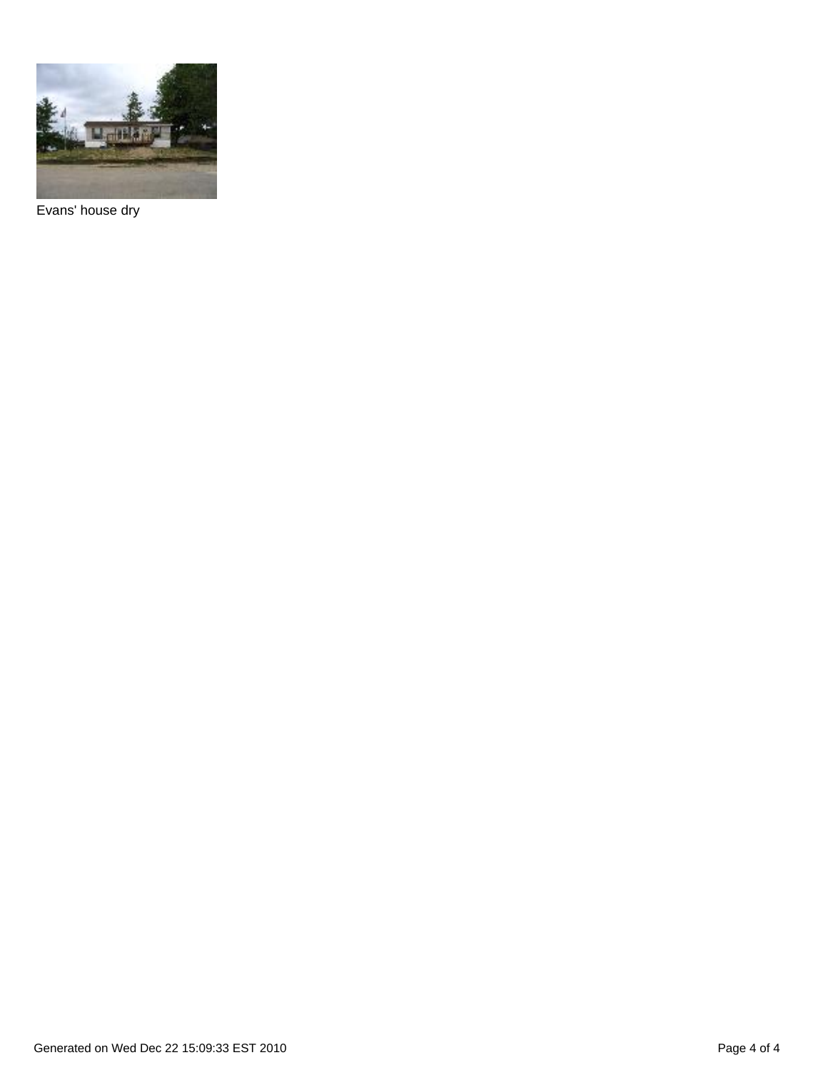Evans' house dry